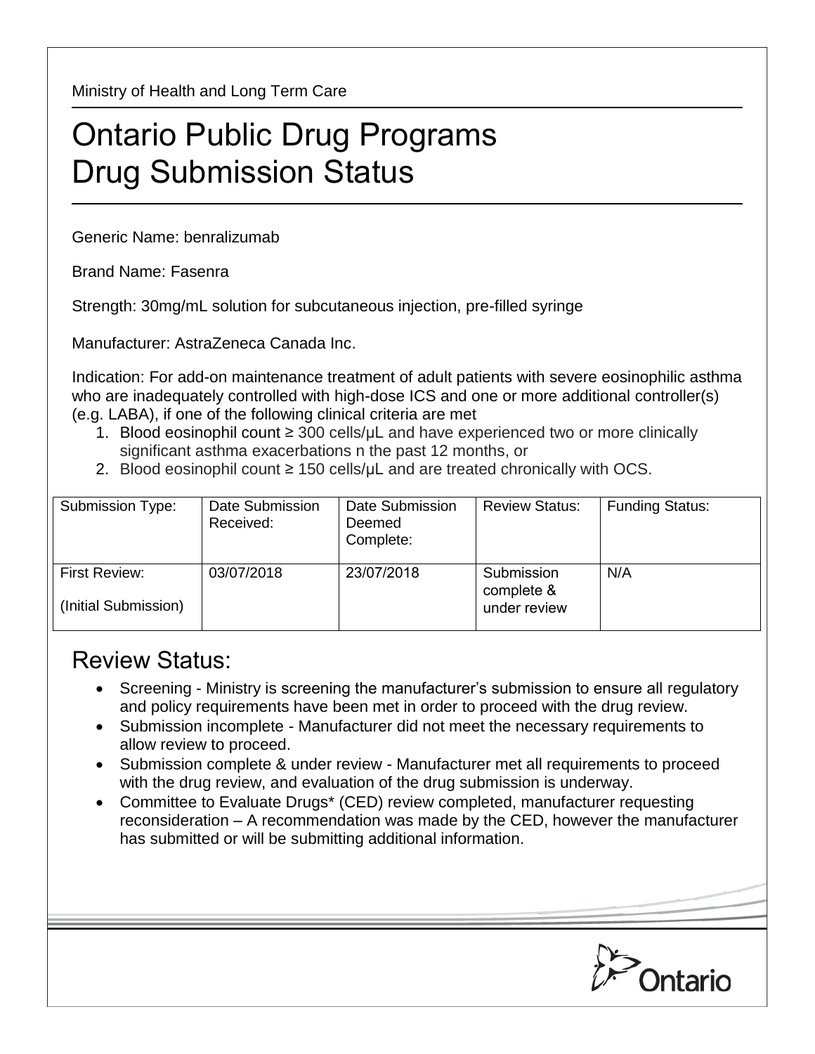Ministry of Health and Long Term Care

# Ontario Public Drug Programs
# Drug Submission Status

Generic Name: benralizumab

Brand Name: Fasenra

Strength: 30mg/mL solution for subcutaneous injection, pre-filled syringe

Manufacturer: AstraZeneca Canada Inc.

Indication: For add-on maintenance treatment of adult patients with severe eosinophilic asthma who are inadequately controlled with high-dose ICS and one or more additional controller(s) (e.g. LABA), if one of the following clinical criteria are met

1. Blood eosinophil count ≥ 300 cells/μL and have experienced two or more clinically significant asthma exacerbations n the past 12 months, or
2. Blood eosinophil count ≥ 150 cells/μL and are treated chronically with OCS.

| Submission Type: | Date Submission Received: | Date Submission Deemed Complete: | Review Status: | Funding Status: |
|---|---|---|---|---|
| First Review: (Initial Submission) | 03/07/2018 | 23/07/2018 | Submission complete & under review | N/A |

## Review Status:

- Screening - Ministry is screening the manufacturer's submission to ensure all regulatory and policy requirements have been met in order to proceed with the drug review.
- Submission incomplete - Manufacturer did not meet the necessary requirements to allow review to proceed.
- Submission complete & under review - Manufacturer met all requirements to proceed with the drug review, and evaluation of the drug submission is underway.
- Committee to Evaluate Drugs* (CED) review completed, manufacturer requesting reconsideration – A recommendation was made by the CED, however the manufacturer has submitted or will be submitting additional information.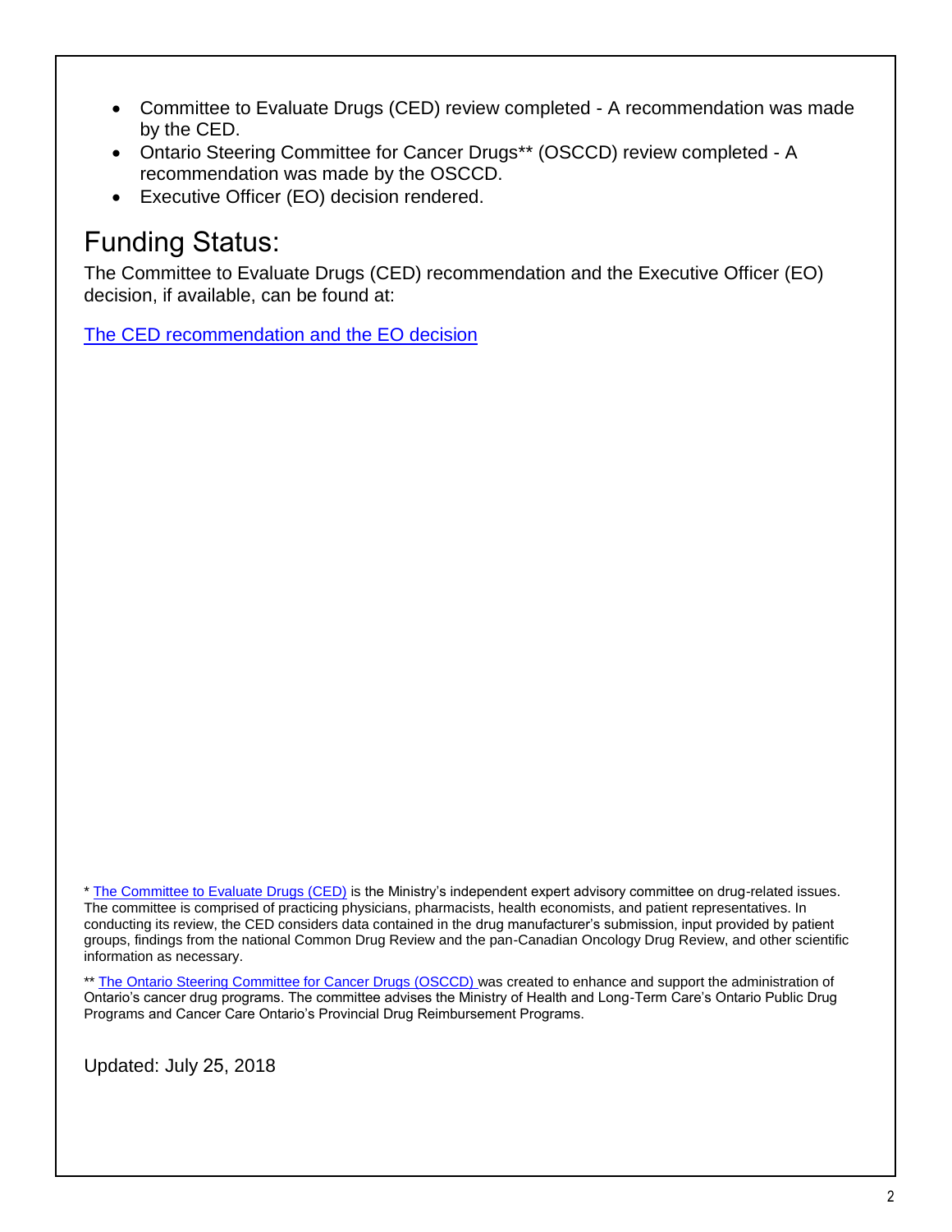- Committee to Evaluate Drugs (CED) review completed - A recommendation was made by the CED.
- Ontario Steering Committee for Cancer Drugs** (OSCCD) review completed - A recommendation was made by the OSCCD.
- Executive Officer (EO) decision rendered.

# Funding Status:

The Committee to Evaluate Drugs (CED) recommendation and the Executive Officer (EO) decision, if available, can be found at:

The CED recommendation and the EO decision

* The Committee to Evaluate Drugs (CED) is the Ministry's independent expert advisory committee on drug-related issues. The committee is comprised of practicing physicians, pharmacists, health economists, and patient representatives. In conducting its review, the CED considers data contained in the drug manufacturer's submission, input provided by patient groups, findings from the national Common Drug Review and the pan-Canadian Oncology Drug Review, and other scientific information as necessary.

** The Ontario Steering Committee for Cancer Drugs (OSCCD) was created to enhance and support the administration of Ontario's cancer drug programs. The committee advises the Ministry of Health and Long-Term Care's Ontario Public Drug Programs and Cancer Care Ontario's Provincial Drug Reimbursement Programs.

Updated: July 25, 2018